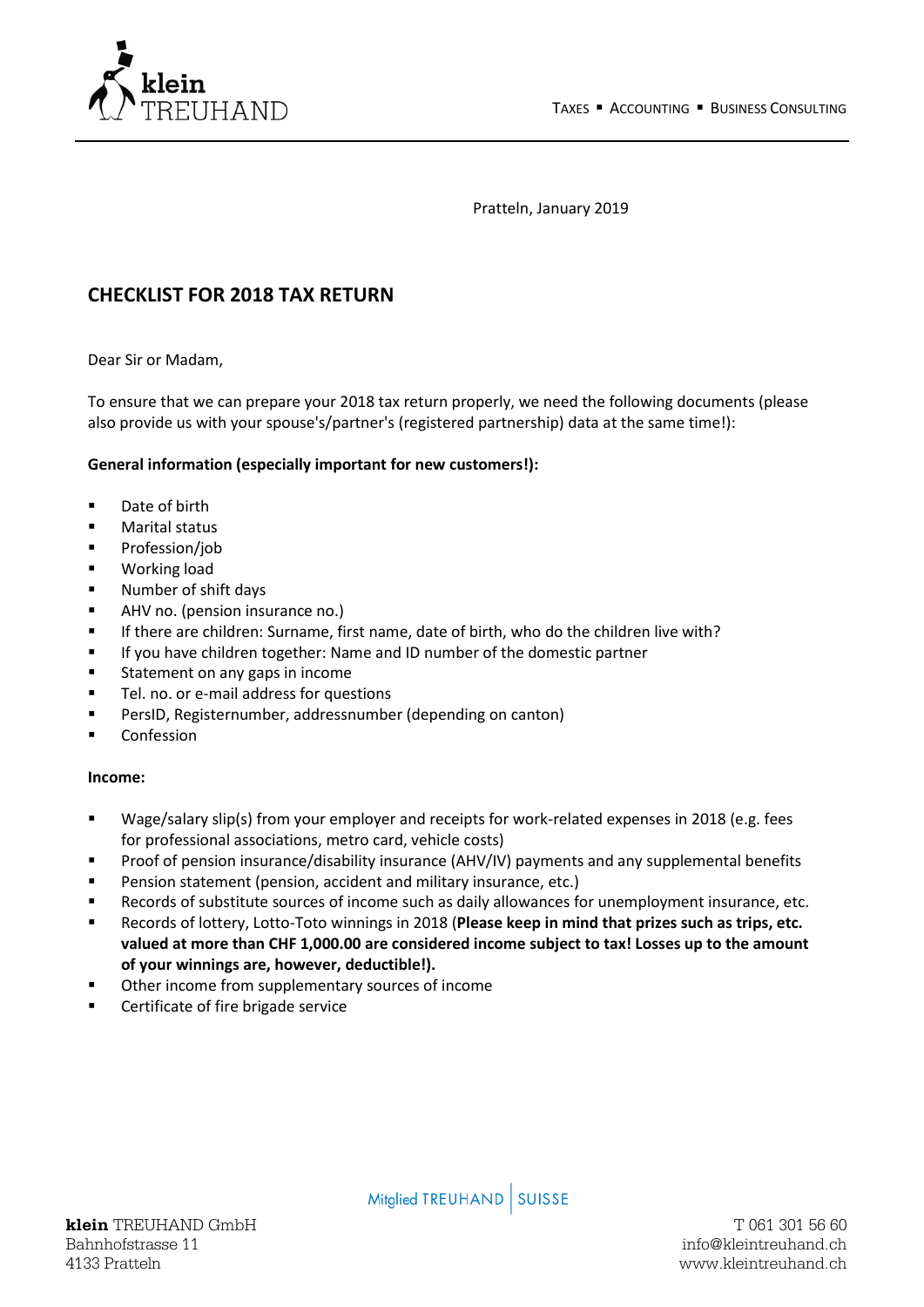Pratteln, January 2019

## CHECKLIST FOR 2018 TAX RETURN

Dear Sir or Madam,

To ensure that we can prepare your 2018 tax return properly, we need the following documents (please also provide us with your spouse's/partner's (registered partnership) data at the same time!):

**General information (especially important for new customers!):**

- Date of birth
- Marital status
- Profession/job
- Working load
- Number of shift days
- AHV no. (pension insurance no.)
- If there are children: Surname, first name, date of birth, who do the children live with?
- If you have children together: Name and ID number of the domestic partner
- Statement on any gaps in income
- Tel. no. or e-mail address for questions
- PersID, Registernumber, addressnumber (depending on canton)
- Confession

**Income:**

- Wage/salary slip(s) from your employer and receipts for work-related expenses in 2018 (e.g. fees for professional associations, metro card, vehicle costs)
- Proof of pension insurance/disability insurance (AHV/IV) payments and any supplemental benefits
- Pension statement (pension, accident and military insurance, etc.)
- Records of substitute sources of income such as daily allowances for unemployment insurance, etc.
- Records of lottery, Lotto-Toto winnings in 2018 (**Please keep in mind that prizes such as trips, etc. valued at more than CHF 1,000.00 are considered income subject to tax! Losses up to the amount of your winnings are, however, deductible!).**
- Other income from supplementary sources of income
- Certificate of fire brigade service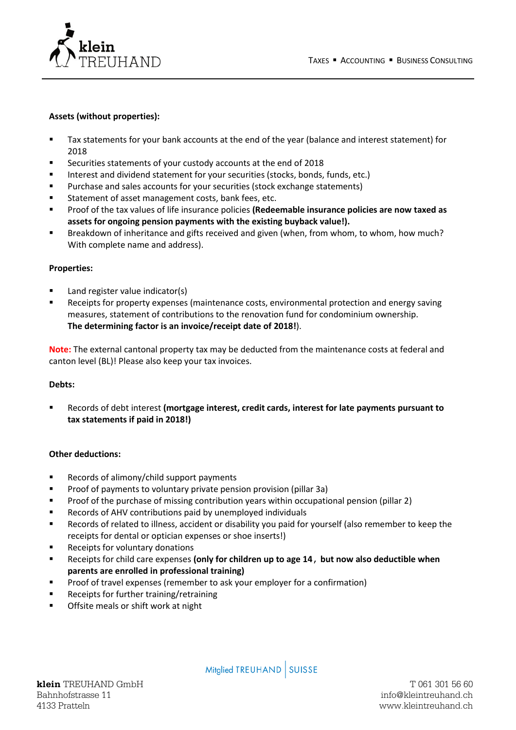**Assets (without properties):**

- Tax statements for your bank accounts at the end of the year (balance and interest statement) for 2018
- Securities statements of your custody accounts at the end of 2018
- Interest and dividend statement for your securities (stocks, bonds, funds, etc.)
- Purchase and sales accounts for your securities (stock exchange statements)
- Statement of asset management costs, bank fees, etc.
- Proof of the tax values of life insurance policies **(Redeemable insurance policies are now taxed as assets for ongoing pension payments with the existing buyback value!).**
- Breakdown of inheritance and gifts received and given (when, from whom, to whom, how much? With complete name and address).

**Properties:**

- Land register value indicator(s)
- Receipts for property expenses (maintenance costs, environmental protection and energy saving measures, statement of contributions to the renovation fund for condominium ownership. **The determining factor is an invoice/receipt date of 2018!**).

**Note:** The external cantonal property tax may be deducted from the maintenance costs at federal and canton level (BL)! Please also keep your tax invoices.

**Debts:**

- Records of debt interest **(mortgage interest, credit cards, interest for late payments pursuant to tax statements if paid in 2018!)**

**Other deductions:**

- Records of alimony/child support payments
- Proof of payments to voluntary private pension provision (pillar 3a)
- Proof of the purchase of missing contribution years within occupational pension (pillar 2)
- Records of AHV contributions paid by unemployed individuals
- Records of related to illness, accident or disability you paid for yourself (also remember to keep the receipts for dental or optician expenses or shoe inserts!)
- Receipts for voluntary donations
- Receipts for child care expenses **(only for children up to age 14 , but now also deductible when parents are enrolled in professional training)**
- Proof of travel expenses (remember to ask your employer for a confirmation)
- Receipts for further training/retraining
- Offsite meals or shift work at night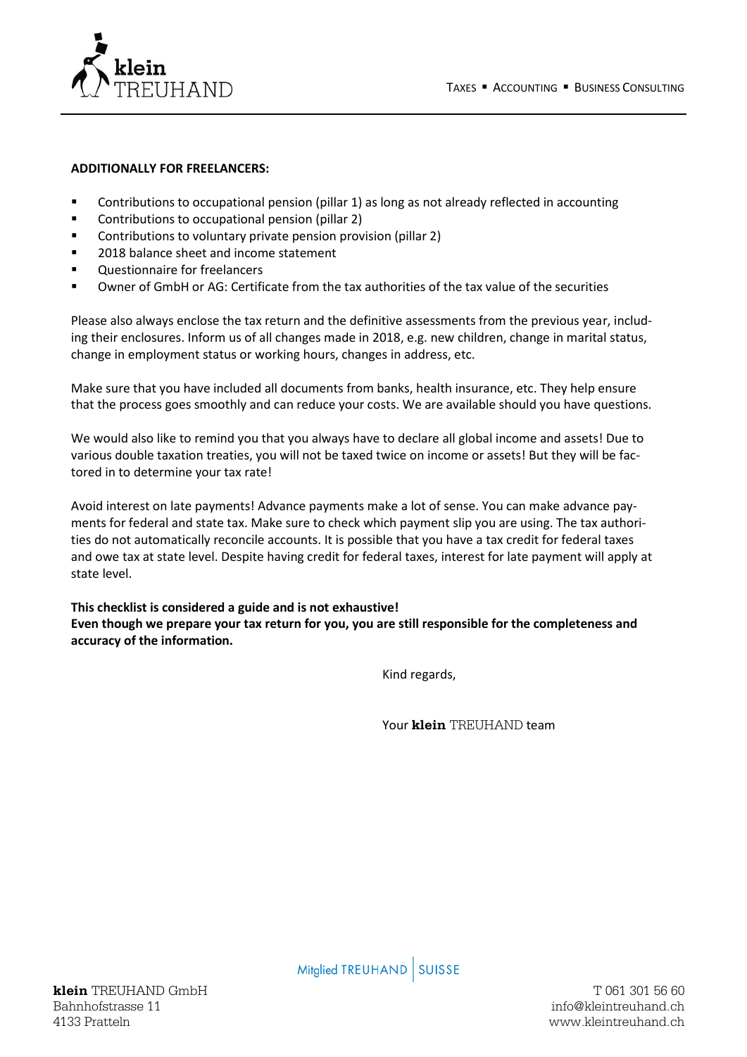**ADDITIONALLY FOR FREELANCERS:**

- Contributions to occupational pension (pillar 1) as long as not already reflected in accounting
- Contributions to occupational pension (pillar 2)
- Contributions to voluntary private pension provision (pillar 2)
- 2018 balance sheet and income statement
- Questionnaire for freelancers
- Owner of GmbH or AG: Certificate from the tax authorities of the tax value of the securities

Please also always enclose the tax return and the definitive assessments from the previous year, including their enclosures. Inform us of all changes made in 2018, e.g. new children, change in marital status, change in employment status or working hours, changes in address, etc.

Make sure that you have included all documents from banks, health insurance, etc. They help ensure that the process goes smoothly and can reduce your costs. We are available should you have questions.

We would also like to remind you that you always have to declare all global income and assets! Due to various double taxation treaties, you will not be taxed twice on income or assets! But they will be factored in to determine your tax rate!

Avoid interest on late payments! Advance payments make a lot of sense. You can make advance payments for federal and state tax. Make sure to check which payment slip you are using. The tax authorities do not automatically reconcile accounts. It is possible that you have a tax credit for federal taxes and owe tax at state level. Despite having credit for federal taxes, interest for late payment will apply at state level.

**This checklist is considered a guide and is not exhaustive!**
**Even though we prepare your tax return for you, you are still responsible for the completeness and accuracy of the information.**

Kind regards,

Your **klein** TREUHAND team